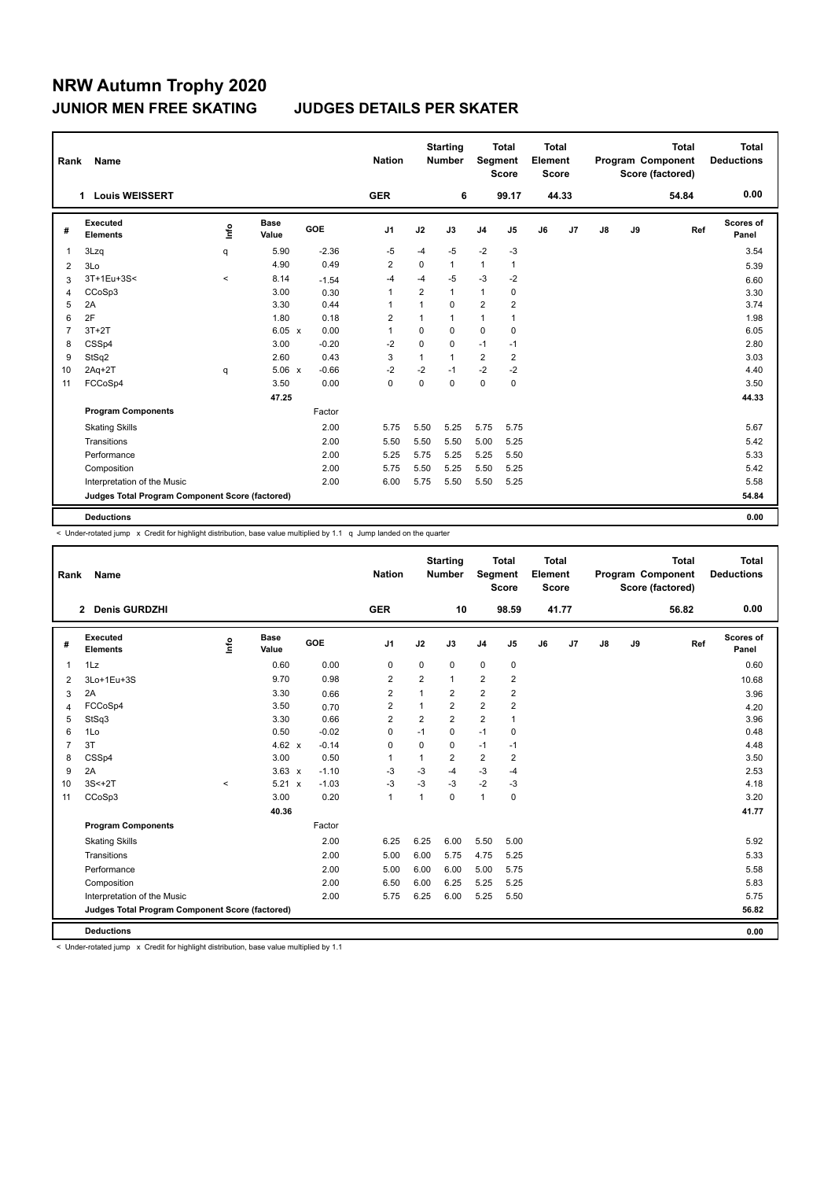# NRW Autumn Trophy 2020

## JUNIOR MEN FREE SKATING JUDGES DETAILS PER SKATER

| Rank | Name | Nation | Starting Number | Total Segment Score | Total Element Score | Total Program Component Score (factored) | Total Deductions |
|---|---|---|---|---|---|---|---|
| 1 | Louis WEISSERT | GER | 6 | 99.17 | 44.33 | 54.84 | 0.00 |

| # | Executed Elements | Info | Base Value | | GOE | J1 | J2 | J3 | J4 | J5 | J6 | J7 | J8 | J9 | Ref | Scores of Panel |
|---|---|---|---|---|---|---|---|---|---|---|---|---|---|---|---|---|
| 1 | 3Lzq | q | 5.90 | | -2.36 | -5 | -4 | -5 | -2 | -3 | | | | | | 3.54 |
| 2 | 3Lo | | 4.90 | | 0.49 | 2 | 0 | 1 | 1 | 1 | | | | | | 5.39 |
| 3 | 3T+1Eu+3S< | < | 8.14 | | -1.54 | -4 | -4 | -5 | -3 | -2 | | | | | | 6.60 |
| 4 | CCoSp3 | | 3.00 | | 0.30 | 1 | 2 | 1 | 1 | 0 | | | | | | 3.30 |
| 5 | 2A | | 3.30 | | 0.44 | 1 | 1 | 0 | 2 | 2 | | | | | | 3.74 |
| 6 | 2F | | 1.80 | | 0.18 | 2 | 1 | 1 | 1 | 1 | | | | | | 1.98 |
| 7 | 3T+2T | | 6.05 | x | 0.00 | 1 | 0 | 0 | 0 | 0 | | | | | | 6.05 |
| 8 | CSSp4 | | 3.00 | | -0.20 | -2 | 0 | 0 | -1 | -1 | | | | | | 2.80 |
| 9 | StSq2 | | 2.60 | | 0.43 | 3 | 1 | 1 | 2 | 2 | | | | | | 3.03 |
| 10 | 2Aq+2T | q | 5.06 | x | -0.66 | -2 | -2 | -1 | -2 | -2 | | | | | | 4.40 |
| 11 | FCCoSp4 | | 3.50 | | 0.00 | 0 | 0 | 0 | 0 | 0 | | | | | | 3.50 |
| | | | 47.25 | | | | | | | | | | | | | 44.33 |
| | **Program Components** | | | | Factor | | | | | | | | | | | |
| | Skating Skills | | | | 2.00 | 5.75 | 5.50 | 5.25 | 5.75 | 5.75 | | | | | | 5.67 |
| | Transitions | | | | 2.00 | 5.50 | 5.50 | 5.50 | 5.00 | 5.25 | | | | | | 5.42 |
| | Performance | | | | 2.00 | 5.25 | 5.75 | 5.25 | 5.25 | 5.50 | | | | | | 5.33 |
| | Composition | | | | 2.00 | 5.75 | 5.50 | 5.25 | 5.50 | 5.25 | | | | | | 5.42 |
| | Interpretation of the Music | | | | 2.00 | 6.00 | 5.75 | 5.50 | 5.50 | 5.25 | | | | | | 5.58 |
| | **Judges Total Program Component Score (factored)** | | | | | | | | | | | | | | | 54.84 |
| | **Deductions** | | | | | | | | | | | | | | | 0.00 |

< Under-rotated jump x Credit for highlight distribution, base value multiplied by 1.1 q Jump landed on the quarter

| Rank | Name | Nation | Starting Number | Total Segment Score | Total Element Score | Total Program Component Score (factored) | Total Deductions |
|---|---|---|---|---|---|---|---|
| 2 | Denis GURDZHI | GER | 10 | 98.59 | 41.77 | 56.82 | 0.00 |

| # | Executed Elements | Info | Base Value | | GOE | J1 | J2 | J3 | J4 | J5 | J6 | J7 | J8 | J9 | Ref | Scores of Panel |
|---|---|---|---|---|---|---|---|---|---|---|---|---|---|---|---|---|
| 1 | 1Lz | | 0.60 | | 0.00 | 0 | 0 | 0 | 0 | 0 | | | | | | 0.60 |
| 2 | 3Lo+1Eu+3S | | 9.70 | | 0.98 | 2 | 2 | 1 | 2 | 2 | | | | | | 10.68 |
| 3 | 2A | | 3.30 | | 0.66 | 2 | 1 | 2 | 2 | 2 | | | | | | 3.96 |
| 4 | FCCoSp4 | | 3.50 | | 0.70 | 2 | 1 | 2 | 2 | 2 | | | | | | 4.20 |
| 5 | StSq3 | | 3.30 | | 0.66 | 2 | 2 | 2 | 2 | 1 | | | | | | 3.96 |
| 6 | 1Lo | | 0.50 | | -0.02 | 0 | -1 | 0 | -1 | 0 | | | | | | 0.48 |
| 7 | 3T | | 4.62 | x | -0.14 | 0 | 0 | 0 | -1 | -1 | | | | | | 4.48 |
| 8 | CSSp4 | | 3.00 | | 0.50 | 1 | 1 | 2 | 2 | 2 | | | | | | 3.50 |
| 9 | 2A | | 3.63 | x | -1.10 | -3 | -3 | -4 | -3 | -4 | | | | | | 2.53 |
| 10 | 3S<+2T | < | 5.21 | x | -1.03 | -3 | -3 | -3 | -2 | -3 | | | | | | 4.18 |
| 11 | CCoSp3 | | 3.00 | | 0.20 | 1 | 1 | 0 | 1 | 0 | | | | | | 3.20 |
| | | | 40.36 | | | | | | | | | | | | | 41.77 |
| | **Program Components** | | | | Factor | | | | | | | | | | | |
| | Skating Skills | | | | 2.00 | 6.25 | 6.25 | 6.00 | 5.50 | 5.00 | | | | | | 5.92 |
| | Transitions | | | | 2.00 | 5.00 | 6.00 | 5.75 | 4.75 | 5.25 | | | | | | 5.33 |
| | Performance | | | | 2.00 | 5.00 | 6.00 | 6.00 | 5.00 | 5.75 | | | | | | 5.58 |
| | Composition | | | | 2.00 | 6.50 | 6.00 | 6.25 | 5.25 | 5.25 | | | | | | 5.83 |
| | Interpretation of the Music | | | | 2.00 | 5.75 | 6.25 | 6.00 | 5.25 | 5.50 | | | | | | 5.75 |
| | **Judges Total Program Component Score (factored)** | | | | | | | | | | | | | | | 56.82 |
| | **Deductions** | | | | | | | | | | | | | | | 0.00 |

< Under-rotated jump x Credit for highlight distribution, base value multiplied by 1.1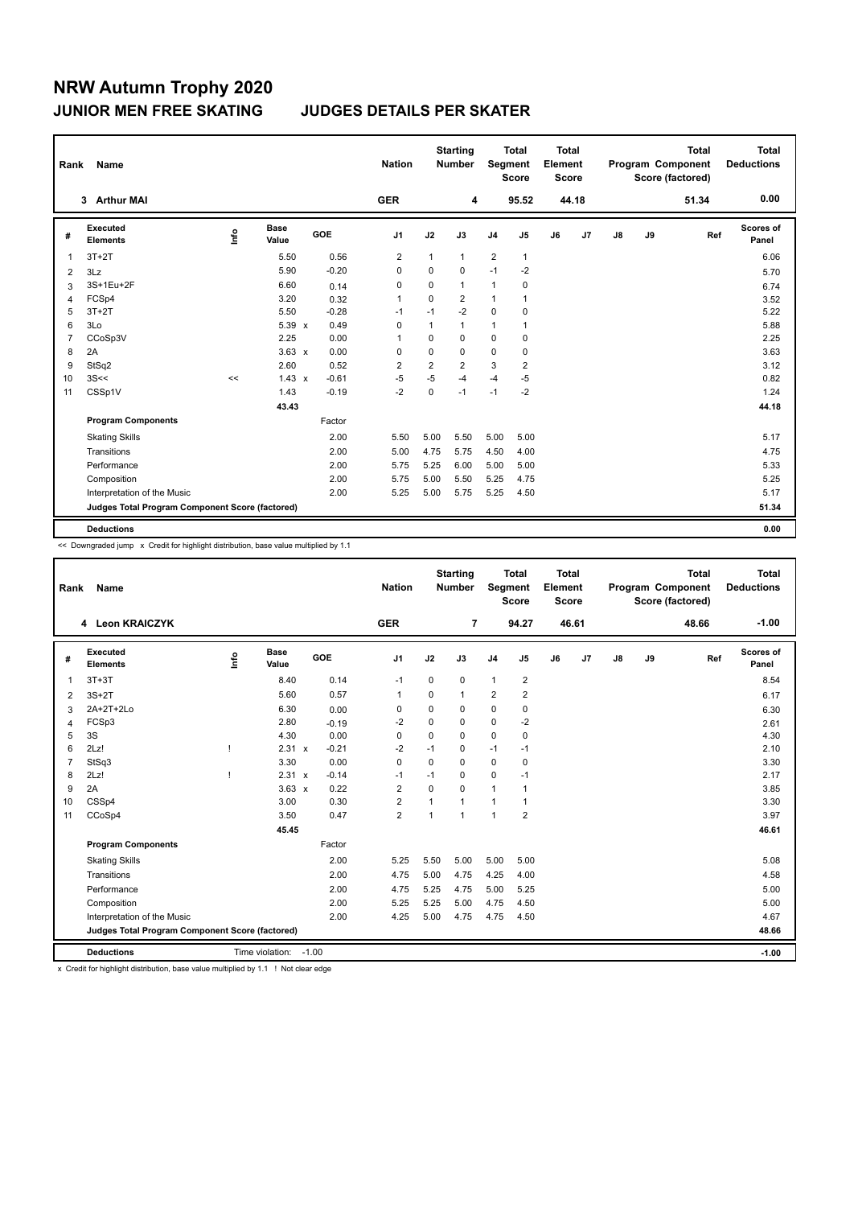# NRW Autumn Trophy 2020

## JUNIOR MEN FREE SKATING　　JUDGES DETAILS PER SKATER

| Rank | Name | Nation | Starting Number | Total Segment Score | Total Element Score | Total Program Component Score (factored) | Total Deductions |
|---|---|---|---|---|---|---|---|
| 3 | Arthur MAI | GER | 4 | 95.52 | 44.18 | 51.34 | 0.00 |

| # | Executed Elements | Info | Base Value | | GOE | J1 | J2 | J3 | J4 | J5 | J6 | J7 | J8 | J9 | Ref | Scores of Panel |
|---|---|---|---|---|---|---|---|---|---|---|---|---|---|---|---|---|
| 1 | 3T+2T | | 5.50 | | 0.56 | 2 | 1 | 1 | 2 | 1 | | | | | | 6.06 |
| 2 | 3Lz | | 5.90 | | -0.20 | 0 | 0 | 0 | -1 | -2 | | | | | | 5.70 |
| 3 | 3S+1Eu+2F | | 6.60 | | 0.14 | 0 | 0 | 1 | 1 | 0 | | | | | | 6.74 |
| 4 | FCSp4 | | 3.20 | | 0.32 | 1 | 0 | 2 | 1 | 1 | | | | | | 3.52 |
| 5 | 3T+2T | | 5.50 | | -0.28 | -1 | -1 | -2 | 0 | 0 | | | | | | 5.22 |
| 6 | 3Lo | | 5.39 | x | 0.49 | 0 | 1 | 1 | 1 | 1 | | | | | | 5.88 |
| 7 | CCoSp3V | | 2.25 | | 0.00 | 1 | 0 | 0 | 0 | 0 | | | | | | 2.25 |
| 8 | 2A | | 3.63 | x | 0.00 | 0 | 0 | 0 | 0 | 0 | | | | | | 3.63 |
| 9 | StSq2 | | 2.60 | | 0.52 | 2 | 2 | 2 | 3 | 2 | | | | | | 3.12 |
| 10 | 3S<< | << | 1.43 | x | -0.61 | -5 | -5 | -4 | -4 | -5 | | | | | | 0.82 |
| 11 | CSSp1V | | 1.43 | | -0.19 | -2 | 0 | -1 | -1 | -2 | | | | | | 1.24 |
| | | | 43.43 | | | | | | | | | | | | | 44.18 |
| | **Program Components** | | | | Factor | | | | | | | | | | | |
| | Skating Skills | | | | 2.00 | 5.50 | 5.00 | 5.50 | 5.00 | 5.00 | | | | | | 5.17 |
| | Transitions | | | | 2.00 | 5.00 | 4.75 | 5.75 | 4.50 | 4.00 | | | | | | 4.75 |
| | Performance | | | | 2.00 | 5.75 | 5.25 | 6.00 | 5.00 | 5.00 | | | | | | 5.33 |
| | Composition | | | | 2.00 | 5.75 | 5.00 | 5.50 | 5.25 | 4.75 | | | | | | 5.25 |
| | Interpretation of the Music | | | | 2.00 | 5.25 | 5.00 | 5.75 | 5.25 | 4.50 | | | | | | 5.17 |
| | **Judges Total Program Component Score (factored)** | | | | | | | | | | | | | | | 51.34 |
| | **Deductions** | | | | | | | | | | | | | | | 0.00 |

<< Downgraded jump　x Credit for highlight distribution, base value multiplied by 1.1

| Rank | Name | Nation | Starting Number | Total Segment Score | Total Element Score | Total Program Component Score (factored) | Total Deductions |
|---|---|---|---|---|---|---|---|
| 4 | Leon KRAICZYK | GER | 7 | 94.27 | 46.61 | 48.66 | -1.00 |

| # | Executed Elements | Info | Base Value | | GOE | J1 | J2 | J3 | J4 | J5 | J6 | J7 | J8 | J9 | Ref | Scores of Panel |
|---|---|---|---|---|---|---|---|---|---|---|---|---|---|---|---|---|
| 1 | 3T+3T | | 8.40 | | 0.14 | -1 | 0 | 0 | 1 | 2 | | | | | | 8.54 |
| 2 | 3S+2T | | 5.60 | | 0.57 | 1 | 0 | 1 | 2 | 2 | | | | | | 6.17 |
| 3 | 2A+2T+2Lo | | 6.30 | | 0.00 | 0 | 0 | 0 | 0 | 0 | | | | | | 6.30 |
| 4 | FCSp3 | | 2.80 | | -0.19 | -2 | 0 | 0 | 0 | -2 | | | | | | 2.61 |
| 5 | 3S | | 4.30 | | 0.00 | 0 | 0 | 0 | 0 | 0 | | | | | | 4.30 |
| 6 | 2Lz! | ! | 2.31 | x | -0.21 | -2 | -1 | 0 | -1 | -1 | | | | | | 2.10 |
| 7 | StSq3 | | 3.30 | | 0.00 | 0 | 0 | 0 | 0 | 0 | | | | | | 3.30 |
| 8 | 2Lz! | ! | 2.31 | x | -0.14 | -1 | -1 | 0 | 0 | -1 | | | | | | 2.17 |
| 9 | 2A | | 3.63 | x | 0.22 | 2 | 0 | 0 | 1 | 1 | | | | | | 3.85 |
| 10 | CSSp4 | | 3.00 | | 0.30 | 2 | 1 | 1 | 1 | 1 | | | | | | 3.30 |
| 11 | CCoSp4 | | 3.50 | | 0.47 | 2 | 1 | 1 | 1 | 2 | | | | | | 3.97 |
| | | | 45.45 | | | | | | | | | | | | | 46.61 |
| | **Program Components** | | | | Factor | | | | | | | | | | | |
| | Skating Skills | | | | 2.00 | 5.25 | 5.50 | 5.00 | 5.00 | 5.00 | | | | | | 5.08 |
| | Transitions | | | | 2.00 | 4.75 | 5.00 | 4.75 | 4.25 | 4.00 | | | | | | 4.58 |
| | Performance | | | | 2.00 | 4.75 | 5.25 | 4.75 | 5.00 | 5.25 | | | | | | 5.00 |
| | Composition | | | | 2.00 | 5.25 | 5.25 | 5.00 | 4.75 | 4.50 | | | | | | 5.00 |
| | Interpretation of the Music | | | | 2.00 | 4.25 | 5.00 | 4.75 | 4.75 | 4.50 | | | | | | 4.67 |
| | **Judges Total Program Component Score (factored)** | | | | | | | | | | | | | | | 48.66 |
| | **Deductions** | Time violation: -1.00 | | | | | | | | | | | | | | -1.00 |

x Credit for highlight distribution, base value multiplied by 1.1　! Not clear edge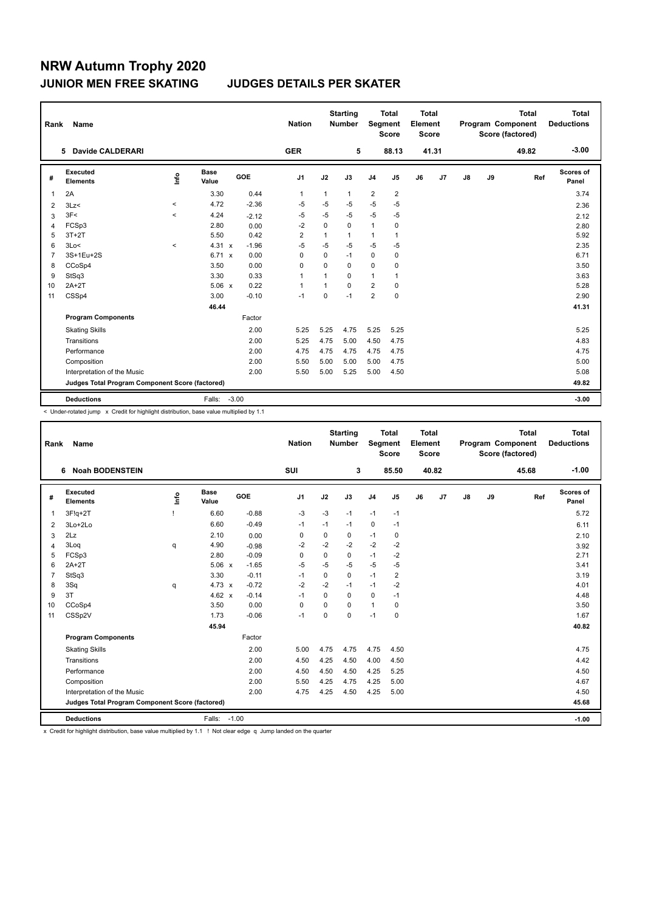# NRW Autumn Trophy 2020

## JUNIOR MEN FREE SKATING JUDGES DETAILS PER SKATER

| Rank | Name | Nation | Starting Number | Total Segment Score | Total Element Score | Total Program Component Score (factored) | Total Deductions |
|---|---|---|---|---|---|---|---|
| 5 | Davide CALDERARI | GER | 5 | 88.13 | 41.31 | 49.82 | -3.00 |

| # | Executed Elements | Info | Base Value | | GOE | J1 | J2 | J3 | J4 | J5 | J6 | J7 | J8 | J9 | Ref | Scores of Panel |
|---|---|---|---|---|---|---|---|---|---|---|---|---|---|---|---|---|
| 1 | 2A | | 3.30 | | 0.44 | 1 | 1 | 1 | 2 | 2 | | | | | | 3.74 |
| 2 | 3Lz< | < | 4.72 | | -2.36 | -5 | -5 | -5 | -5 | -5 | | | | | | 2.36 |
| 3 | 3F< | < | 4.24 | | -2.12 | -5 | -5 | -5 | -5 | -5 | | | | | | 2.12 |
| 4 | FCSp3 | | 2.80 | | 0.00 | -2 | 0 | 0 | 1 | 0 | | | | | | 2.80 |
| 5 | 3T+2T | | 5.50 | | 0.42 | 2 | 1 | 1 | 1 | 1 | | | | | | 5.92 |
| 6 | 3Lo< | < | 4.31 | x | -1.96 | -5 | -5 | -5 | -5 | -5 | | | | | | 2.35 |
| 7 | 3S+1Eu+2S | | 6.71 | x | 0.00 | 0 | 0 | -1 | 0 | 0 | | | | | | 6.71 |
| 8 | CCoSp4 | | 3.50 | | 0.00 | 0 | 0 | 0 | 0 | 0 | | | | | | 3.50 |
| 9 | StSq3 | | 3.30 | | 0.33 | 1 | 1 | 0 | 1 | 1 | | | | | | 3.63 |
| 10 | 2A+2T | | 5.06 | x | 0.22 | 1 | 1 | 0 | 2 | 0 | | | | | | 5.28 |
| 11 | CSSp4 | | 3.00 | | -0.10 | -1 | 0 | -1 | 2 | 0 | | | | | | 2.90 |
| | | | 46.44 | | | | | | | | | | | | | 41.31 |
| | **Program Components** | | | | Factor | | | | | | | | | | | |
| | Skating Skills | | | | 2.00 | 5.25 | 5.25 | 4.75 | 5.25 | 5.25 | | | | | | 5.25 |
| | Transitions | | | | 2.00 | 5.25 | 4.75 | 5.00 | 4.50 | 4.75 | | | | | | 4.83 |
| | Performance | | | | 2.00 | 4.75 | 4.75 | 4.75 | 4.75 | 4.75 | | | | | | 4.75 |
| | Composition | | | | 2.00 | 5.50 | 5.00 | 5.00 | 5.00 | 4.75 | | | | | | 5.00 |
| | Interpretation of the Music | | | | 2.00 | 5.50 | 5.00 | 5.25 | 5.00 | 4.50 | | | | | | 5.08 |
| | **Judges Total Program Component Score (factored)** | | | | | | | | | | | | | | | 49.82 |
| | **Deductions** | | Falls: | -3.00 | | | | | | | | | | | | -3.00 |

< Under-rotated jump x Credit for highlight distribution, base value multiplied by 1.1

| Rank | Name | Nation | Starting Number | Total Segment Score | Total Element Score | Total Program Component Score (factored) | Total Deductions |
|---|---|---|---|---|---|---|---|
| 6 | Noah BODENSTEIN | SUI | 3 | 85.50 | 40.82 | 45.68 | -1.00 |

| # | Executed Elements | Info | Base Value | | GOE | J1 | J2 | J3 | J4 | J5 | J6 | J7 | J8 | J9 | Ref | Scores of Panel |
|---|---|---|---|---|---|---|---|---|---|---|---|---|---|---|---|---|
| 1 | 3F!q+2T | ! | 6.60 | | -0.88 | -3 | -3 | -1 | -1 | -1 | | | | | | 5.72 |
| 2 | 3Lo+2Lo | | 6.60 | | -0.49 | -1 | -1 | -1 | 0 | -1 | | | | | | 6.11 |
| 3 | 2Lz | | 2.10 | | 0.00 | 0 | 0 | 0 | -1 | 0 | | | | | | 2.10 |
| 4 | 3Loq | q | 4.90 | | -0.98 | -2 | -2 | -2 | -2 | -2 | | | | | | 3.92 |
| 5 | FCSp3 | | 2.80 | | -0.09 | 0 | 0 | 0 | -1 | -2 | | | | | | 2.71 |
| 6 | 2A+2T | | 5.06 | x | -1.65 | -5 | -5 | -5 | -5 | -5 | | | | | | 3.41 |
| 7 | StSq3 | | 3.30 | | -0.11 | -1 | 0 | 0 | -1 | 2 | | | | | | 3.19 |
| 8 | 3Sq | q | 4.73 | x | -0.72 | -2 | -2 | -1 | -1 | -2 | | | | | | 4.01 |
| 9 | 3T | | 4.62 | x | -0.14 | -1 | 0 | 0 | 0 | -1 | | | | | | 4.48 |
| 10 | CCoSp4 | | 3.50 | | 0.00 | 0 | 0 | 0 | 1 | 0 | | | | | | 3.50 |
| 11 | CSSp2V | | 1.73 | | -0.06 | -1 | 0 | 0 | -1 | 0 | | | | | | 1.67 |
| | | | 45.94 | | | | | | | | | | | | | 40.82 |
| | **Program Components** | | | | Factor | | | | | | | | | | | |
| | Skating Skills | | | | 2.00 | 5.00 | 4.75 | 4.75 | 4.75 | 4.50 | | | | | | 4.75 |
| | Transitions | | | | 2.00 | 4.50 | 4.25 | 4.50 | 4.00 | 4.50 | | | | | | 4.42 |
| | Performance | | | | 2.00 | 4.50 | 4.50 | 4.50 | 4.25 | 5.25 | | | | | | 4.50 |
| | Composition | | | | 2.00 | 5.50 | 4.25 | 4.75 | 4.25 | 5.00 | | | | | | 4.67 |
| | Interpretation of the Music | | | | 2.00 | 4.75 | 4.25 | 4.50 | 4.25 | 5.00 | | | | | | 4.50 |
| | **Judges Total Program Component Score (factored)** | | | | | | | | | | | | | | | 45.68 |
| | **Deductions** | | Falls: | -1.00 | | | | | | | | | | | | -1.00 |

x Credit for highlight distribution, base value multiplied by 1.1 ! Not clear edge q Jump landed on the quarter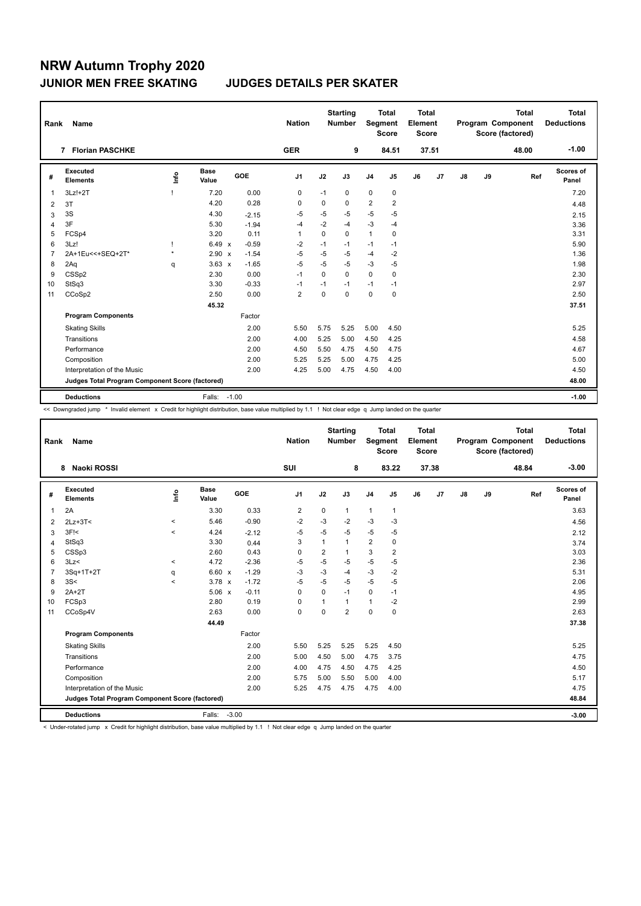# NRW Autumn Trophy 2020

## JUNIOR MEN FREE SKATING JUDGES DETAILS PER SKATER

| Rank | Name | Nation | Starting Number | Total Segment Score | Total Element Score | Total Program Component Score (factored) | Total Deductions |
|---|---|---|---|---|---|---|---|
| 7 | Florian PASCHKE | GER | 9 | 84.51 | 37.51 | 48.00 | -1.00 |

| # | Executed Elements | Info | Base Value | | GOE | J1 | J2 | J3 | J4 | J5 | J6 | J7 | J8 | J9 | Ref | Scores of Panel |
|---|---|---|---|---|---|---|---|---|---|---|---|---|---|---|---|---|
| 1 | 3Lz!+2T | ! | 7.20 | | 0.00 | 0 | -1 | 0 | 0 | 0 | | | | | | 7.20 |
| 2 | 3T | | 4.20 | | 0.28 | 0 | 0 | 0 | 2 | 2 | | | | | | 4.48 |
| 3 | 3S | | 4.30 | | -2.15 | -5 | -5 | -5 | -5 | -5 | | | | | | 2.15 |
| 4 | 3F | | 5.30 | | -1.94 | -4 | -2 | -4 | -3 | -4 | | | | | | 3.36 |
| 5 | FCSp4 | | 3.20 | | 0.11 | 1 | 0 | 0 | 1 | 0 | | | | | | 3.31 |
| 6 | 3Lz! | ! | 6.49 | x | -0.59 | -2 | -1 | -1 | -1 | -1 | | | | | | 5.90 |
| 7 | 2A+1Eu<<+SEQ+2T* | * | 2.90 | x | -1.54 | -5 | -5 | -5 | -4 | -2 | | | | | | 1.36 |
| 8 | 2Aq | q | 3.63 | x | -1.65 | -5 | -5 | -5 | -3 | -5 | | | | | | 1.98 |
| 9 | CSSp2 | | 2.30 | | 0.00 | -1 | 0 | 0 | 0 | 0 | | | | | | 2.30 |
| 10 | StSq3 | | 3.30 | | -0.33 | -1 | -1 | -1 | -1 | -1 | | | | | | 2.97 |
| 11 | CCoSp2 | | 2.50 | | 0.00 | 2 | 0 | 0 | 0 | 0 | | | | | | 2.50 |
| | | | 45.32 | | | | | | | | | | | | | 37.51 |
| | **Program Components** | | | | Factor | | | | | | | | | | | |
| | Skating Skills | | | | 2.00 | 5.50 | 5.75 | 5.25 | 5.00 | 4.50 | | | | | | 5.25 |
| | Transitions | | | | 2.00 | 4.00 | 5.25 | 5.00 | 4.50 | 4.25 | | | | | | 4.58 |
| | Performance | | | | 2.00 | 4.50 | 5.50 | 4.75 | 4.50 | 4.75 | | | | | | 4.67 |
| | Composition | | | | 2.00 | 5.25 | 5.25 | 5.00 | 4.75 | 4.25 | | | | | | 5.00 |
| | Interpretation of the Music | | | | 2.00 | 4.25 | 5.00 | 4.75 | 4.50 | 4.00 | | | | | | 4.50 |
| | **Judges Total Program Component Score (factored)** | | | | | | | | | | | | | | | 48.00 |
| | **Deductions** | | Falls: | | -1.00 | | | | | | | | | | | -1.00 |

<< Downgraded jump * Invalid element x Credit for highlight distribution, base value multiplied by 1.1 ! Not clear edge q Jump landed on the quarter

| Rank | Name | Nation | Starting Number | Total Segment Score | Total Element Score | Total Program Component Score (factored) | Total Deductions |
|---|---|---|---|---|---|---|---|
| 8 | Naoki ROSSI | SUI | 8 | 83.22 | 37.38 | 48.84 | -3.00 |

| # | Executed Elements | Info | Base Value | | GOE | J1 | J2 | J3 | J4 | J5 | J6 | J7 | J8 | J9 | Ref | Scores of Panel |
|---|---|---|---|---|---|---|---|---|---|---|---|---|---|---|---|---|
| 1 | 2A | | 3.30 | | 0.33 | 2 | 0 | 1 | 1 | 1 | | | | | | 3.63 |
| 2 | 2Lz+3T< | < | 5.46 | | -0.90 | -2 | -3 | -2 | -3 | -3 | | | | | | 4.56 |
| 3 | 3F!< | < | 4.24 | | -2.12 | -5 | -5 | -5 | -5 | -5 | | | | | | 2.12 |
| 4 | StSq3 | | 3.30 | | 0.44 | 3 | 1 | 1 | 2 | 0 | | | | | | 3.74 |
| 5 | CSSp3 | | 2.60 | | 0.43 | 0 | 2 | 1 | 3 | 2 | | | | | | 3.03 |
| 6 | 3Lz< | < | 4.72 | | -2.36 | -5 | -5 | -5 | -5 | -5 | | | | | | 2.36 |
| 7 | 3Sq+1T+2T | q | 6.60 | x | -1.29 | -3 | -3 | -4 | -3 | -2 | | | | | | 5.31 |
| 8 | 3S< | < | 3.78 | x | -1.72 | -5 | -5 | -5 | -5 | -5 | | | | | | 2.06 |
| 9 | 2A+2T | | 5.06 | x | -0.11 | 0 | 0 | -1 | 0 | -1 | | | | | | 4.95 |
| 10 | FCSp3 | | 2.80 | | 0.19 | 0 | 1 | 1 | 1 | -2 | | | | | | 2.99 |
| 11 | CCoSp4V | | 2.63 | | 0.00 | 0 | 0 | 2 | 0 | 0 | | | | | | 2.63 |
| | | | 44.49 | | | | | | | | | | | | | 37.38 |
| | **Program Components** | | | | Factor | | | | | | | | | | | |
| | Skating Skills | | | | 2.00 | 5.50 | 5.25 | 5.25 | 5.25 | 4.50 | | | | | | 5.25 |
| | Transitions | | | | 2.00 | 5.00 | 4.50 | 5.00 | 4.75 | 3.75 | | | | | | 4.75 |
| | Performance | | | | 2.00 | 4.00 | 4.75 | 4.50 | 4.75 | 4.25 | | | | | | 4.50 |
| | Composition | | | | 2.00 | 5.75 | 5.00 | 5.50 | 5.00 | 4.00 | | | | | | 5.17 |
| | Interpretation of the Music | | | | 2.00 | 5.25 | 4.75 | 4.75 | 4.75 | 4.00 | | | | | | 4.75 |
| | **Judges Total Program Component Score (factored)** | | | | | | | | | | | | | | | 48.84 |
| | **Deductions** | | Falls: | | -3.00 | | | | | | | | | | | -3.00 |

< Under-rotated jump x Credit for highlight distribution, base value multiplied by 1.1 ! Not clear edge q Jump landed on the quarter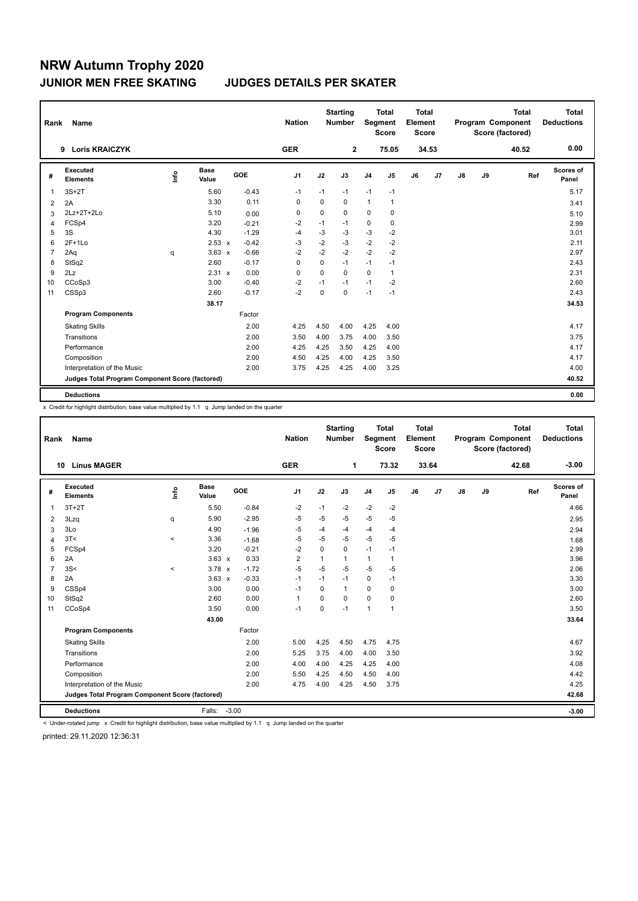# NRW Autumn Trophy 2020

## JUNIOR MEN FREE SKATING JUDGES DETAILS PER SKATER

| Rank | Name | Nation | Starting Number | Total Segment Score | Total Element Score | Total Program Component Score (factored) | Total Deductions |
|---|---|---|---|---|---|---|---|
| 9 | Loris KRAICZYK | GER | 2 | 75.05 | 34.53 | 40.52 | 0.00 |

| # | Executed Elements | Info | Base Value | | GOE | J1 | J2 | J3 | J4 | J5 | J6 | J7 | J8 | J9 | Ref | Scores of Panel |
|---|---|---|---|---|---|---|---|---|---|---|---|---|---|---|---|---|
| 1 | 3S+2T | | 5.60 | | -0.43 | -1 | -1 | -1 | -1 | -1 | | | | | | 5.17 |
| 2 | 2A | | 3.30 | | 0.11 | 0 | 0 | 0 | 1 | 1 | | | | | | 3.41 |
| 3 | 2Lz+2T+2Lo | | 5.10 | | 0.00 | 0 | 0 | 0 | 0 | 0 | | | | | | 5.10 |
| 4 | FCSp4 | | 3.20 | | -0.21 | -2 | -1 | -1 | 0 | 0 | | | | | | 2.99 |
| 5 | 3S | | 4.30 | | -1.29 | -4 | -3 | -3 | -3 | -2 | | | | | | 3.01 |
| 6 | 2F+1Lo | | 2.53 | x | -0.42 | -3 | -2 | -3 | -2 | -2 | | | | | | 2.11 |
| 7 | 2Aq | q | 3.63 | x | -0.66 | -2 | -2 | -2 | -2 | -2 | | | | | | 2.97 |
| 8 | StSq2 | | 2.60 | | -0.17 | 0 | 0 | -1 | -1 | -1 | | | | | | 2.43 |
| 9 | 2Lz | | 2.31 | x | 0.00 | 0 | 0 | 0 | 0 | 1 | | | | | | 2.31 |
| 10 | CCoSp3 | | 3.00 | | -0.40 | -2 | -1 | -1 | -1 | -2 | | | | | | 2.60 |
| 11 | CSSp3 | | 2.60 | | -0.17 | -2 | 0 | 0 | -1 | -1 | | | | | | 2.43 |
| | | | 38.17 | | | | | | | | | | | | | 34.53 |
| | **Program Components** | | | | Factor | | | | | | | | | | | |
| | Skating Skills | | | | 2.00 | 4.25 | 4.50 | 4.00 | 4.25 | 4.00 | | | | | | 4.17 |
| | Transitions | | | | 2.00 | 3.50 | 4.00 | 3.75 | 4.00 | 3.50 | | | | | | 3.75 |
| | Performance | | | | 2.00 | 4.25 | 4.25 | 3.50 | 4.25 | 4.00 | | | | | | 4.17 |
| | Composition | | | | 2.00 | 4.50 | 4.25 | 4.00 | 4.25 | 3.50 | | | | | | 4.17 |
| | Interpretation of the Music | | | | 2.00 | 3.75 | 4.25 | 4.25 | 4.00 | 3.25 | | | | | | 4.00 |
| | **Judges Total Program Component Score (factored)** | | | | | | | | | | | | | | | 40.52 |
| | **Deductions** | | | | | | | | | | | | | | | 0.00 |

x Credit for highlight distribution, base value multiplied by 1.1 q Jump landed on the quarter

| Rank | Name | Nation | Starting Number | Total Segment Score | Total Element Score | Total Program Component Score (factored) | Total Deductions |
|---|---|---|---|---|---|---|---|
| 10 | Linus MAGER | GER | 1 | 73.32 | 33.64 | 42.68 | -3.00 |

| # | Executed Elements | Info | Base Value | | GOE | J1 | J2 | J3 | J4 | J5 | J6 | J7 | J8 | J9 | Ref | Scores of Panel |
|---|---|---|---|---|---|---|---|---|---|---|---|---|---|---|---|---|
| 1 | 3T+2T | | 5.50 | | -0.84 | -2 | -1 | -2 | -2 | -2 | | | | | | 4.66 |
| 2 | 3Lzq | q | 5.90 | | -2.95 | -5 | -5 | -5 | -5 | -5 | | | | | | 2.95 |
| 3 | 3Lo | | 4.90 | | -1.96 | -5 | -4 | -4 | -4 | -4 | | | | | | 2.94 |
| 4 | 3T< | < | 3.36 | | -1.68 | -5 | -5 | -5 | -5 | -5 | | | | | | 1.68 |
| 5 | FCSp4 | | 3.20 | | -0.21 | -2 | 0 | 0 | -1 | -1 | | | | | | 2.99 |
| 6 | 2A | | 3.63 | x | 0.33 | 2 | 1 | 1 | 1 | 1 | | | | | | 3.96 |
| 7 | 3S< | < | 3.78 | x | -1.72 | -5 | -5 | -5 | -5 | -5 | | | | | | 2.06 |
| 8 | 2A | | 3.63 | x | -0.33 | -1 | -1 | -1 | 0 | -1 | | | | | | 3.30 |
| 9 | CSSp4 | | 3.00 | | 0.00 | -1 | 0 | 1 | 0 | 0 | | | | | | 3.00 |
| 10 | StSq2 | | 2.60 | | 0.00 | 1 | 0 | 0 | 0 | 0 | | | | | | 2.60 |
| 11 | CCoSp4 | | 3.50 | | 0.00 | -1 | 0 | -1 | 1 | 1 | | | | | | 3.50 |
| | | | 43.00 | | | | | | | | | | | | | 33.64 |
| | **Program Components** | | | | Factor | | | | | | | | | | | |
| | Skating Skills | | | | 2.00 | 5.00 | 4.25 | 4.50 | 4.75 | 4.75 | | | | | | 4.67 |
| | Transitions | | | | 2.00 | 5.25 | 3.75 | 4.00 | 4.00 | 3.50 | | | | | | 3.92 |
| | Performance | | | | 2.00 | 4.00 | 4.00 | 4.25 | 4.25 | 4.00 | | | | | | 4.08 |
| | Composition | | | | 2.00 | 5.50 | 4.25 | 4.50 | 4.50 | 4.00 | | | | | | 4.42 |
| | Interpretation of the Music | | | | 2.00 | 4.75 | 4.00 | 4.25 | 4.50 | 3.75 | | | | | | 4.25 |
| | **Judges Total Program Component Score (factored)** | | | | | | | | | | | | | | | 42.68 |
| | **Deductions** | | Falls: | -3.00 | | | | | | | | | | | | -3.00 |

< Under-rotated jump x Credit for highlight distribution, base value multiplied by 1.1 q Jump landed on the quarter

printed: 29.11.2020 12:36:31